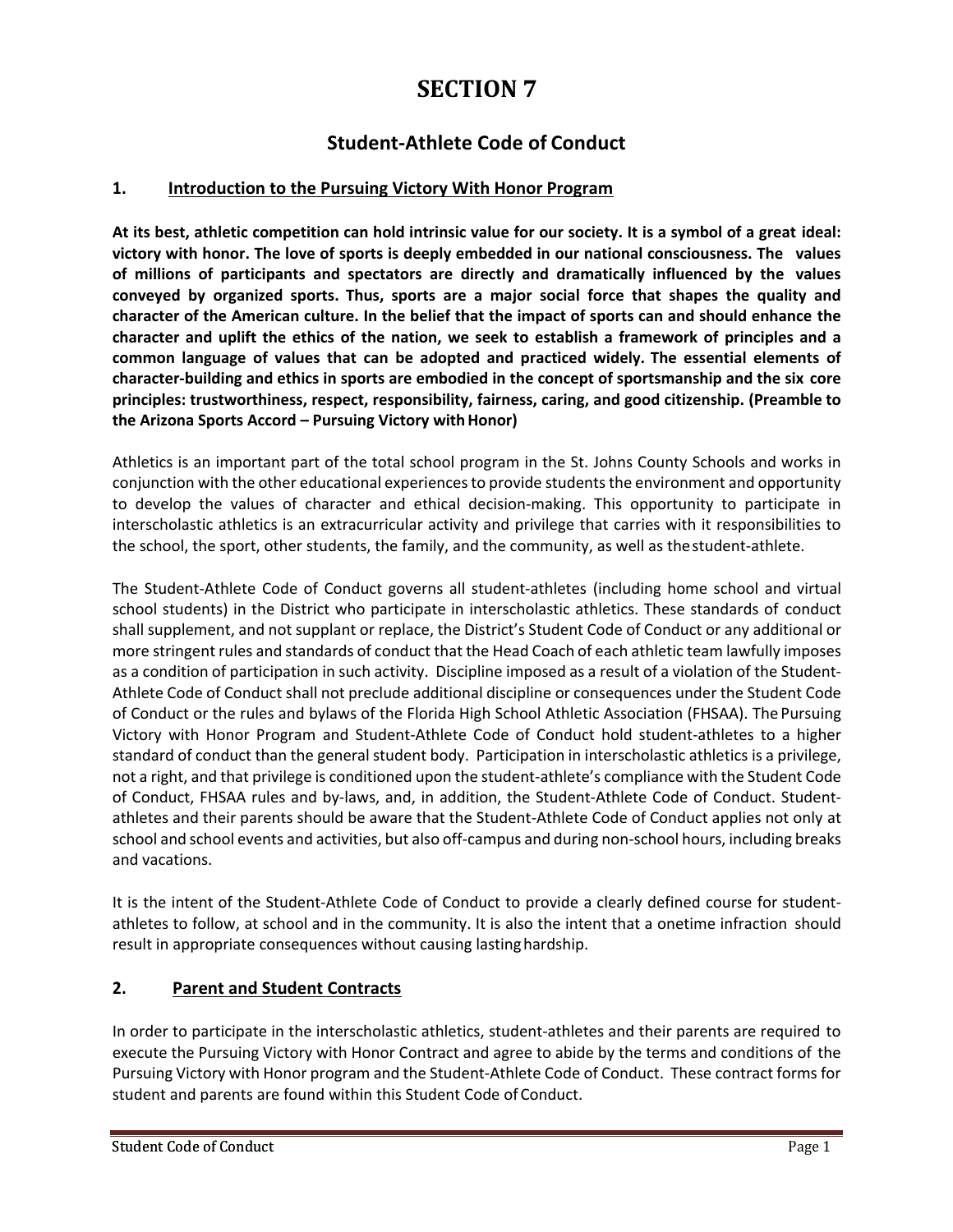# SECTION 7

## Student-Athlete Code of Conduct

### 1. Introduction to the Pursuing Victory With Honor Program

**At its best, athletic competition can hold intrinsic value for our society. It is a symbol of a great ideal: victory with honor. The love of sports is deeply embedded in our national consciousness. The values of millions of participants and spectators are directly and dramatically influenced by the values conveyed by organized sports. Thus, sports are a major social force that shapes the quality and character of the American culture. In the belief that the impact of sports can and should enhance the character and uplift the ethics of the nation, we seek to establish a framework of principles and a common language of values that can be adopted and practiced widely. The essential elements of character-building and ethics in sports are embodied in the concept of sportsmanship and the six core principles: trustworthiness, respect, responsibility, fairness, caring, and good citizenship. (Preamble to the Arizona Sports Accord – Pursuing Victory with Honor)**

Athletics is an important part of the total school program in the St. Johns County Schools and works in conjunction with the other educational experiences to provide students the environment and opportunity to develop the values of character and ethical decision-making. This opportunity to participate in interscholastic athletics is an extracurricular activity and privilege that carries with it responsibilities to the school, the sport, other students, the family, and the community, as well as the student-athlete.

The Student-Athlete Code of Conduct governs all student-athletes (including home school and virtual school students) in the District who participate in interscholastic athletics. These standards of conduct shall supplement, and not supplant or replace, the District's Student Code of Conduct or any additional or more stringent rules and standards of conduct that the Head Coach of each athletic team lawfully imposes as a condition of participation in such activity. Discipline imposed as a result of a violation of the Student-Athlete Code of Conduct shall not preclude additional discipline or consequences under the Student Code of Conduct or the rules and bylaws of the Florida High School Athletic Association (FHSAA). The Pursuing Victory with Honor Program and Student-Athlete Code of Conduct hold student-athletes to a higher standard of conduct than the general student body. Participation in interscholastic athletics is a privilege, not a right, and that privilege is conditioned upon the student-athlete's compliance with the Student Code of Conduct, FHSAA rules and by-laws, and, in addition, the Student-Athlete Code of Conduct. Student-athletes and their parents should be aware that the Student-Athlete Code of Conduct applies not only at school and school events and activities, but also off-campus and during non-school hours, including breaks and vacations.

It is the intent of the Student-Athlete Code of Conduct to provide a clearly defined course for student-athletes to follow, at school and in the community. It is also the intent that a onetime infraction should result in appropriate consequences without causing lasting hardship.

### 2. Parent and Student Contracts

In order to participate in the interscholastic athletics, student-athletes and their parents are required to execute the Pursuing Victory with Honor Contract and agree to abide by the terms and conditions of the Pursuing Victory with Honor program and the Student-Athlete Code of Conduct. These contract forms for student and parents are found within this Student Code of Conduct.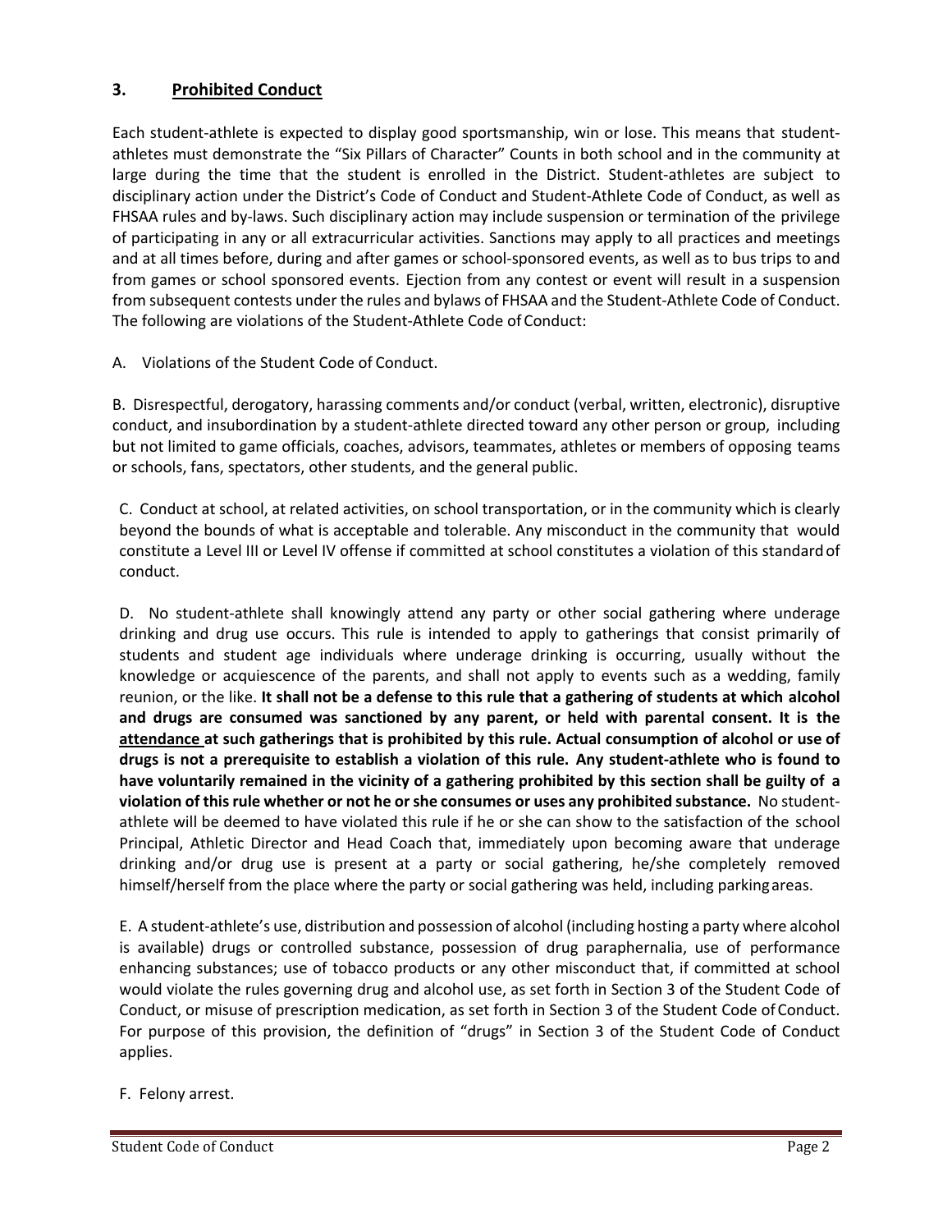## 3. Prohibited Conduct

Each student-athlete is expected to display good sportsmanship, win or lose. This means that student-athletes must demonstrate the "Six Pillars of Character" Counts in both school and in the community at large during the time that the student is enrolled in the District. Student-athletes are subject to disciplinary action under the District's Code of Conduct and Student-Athlete Code of Conduct, as well as FHSAA rules and by-laws. Such disciplinary action may include suspension or termination of the privilege of participating in any or all extracurricular activities. Sanctions may apply to all practices and meetings and at all times before, during and after games or school-sponsored events, as well as to bus trips to and from games or school sponsored events. Ejection from any contest or event will result in a suspension from subsequent contests under the rules and bylaws of FHSAA and the Student-Athlete Code of Conduct. The following are violations of the Student-Athlete Code of Conduct:

A. Violations of the Student Code of Conduct.

B. Disrespectful, derogatory, harassing comments and/or conduct (verbal, written, electronic), disruptive conduct, and insubordination by a student-athlete directed toward any other person or group, including but not limited to game officials, coaches, advisors, teammates, athletes or members of opposing teams or schools, fans, spectators, other students, and the general public.

C. Conduct at school, at related activities, on school transportation, or in the community which is clearly beyond the bounds of what is acceptable and tolerable. Any misconduct in the community that would constitute a Level III or Level IV offense if committed at school constitutes a violation of this standard of conduct.

D. No student-athlete shall knowingly attend any party or other social gathering where underage drinking and drug use occurs. This rule is intended to apply to gatherings that consist primarily of students and student age individuals where underage drinking is occurring, usually without the knowledge or acquiescence of the parents, and shall not apply to events such as a wedding, family reunion, or the like. **It shall not be a defense to this rule that a gathering of students at which alcohol and drugs are consumed was sanctioned by any parent, or held with parental consent. It is the <u>attendance</u> at such gatherings that is prohibited by this rule. Actual consumption of alcohol or use of drugs is not a prerequisite to establish a violation of this rule. Any student-athlete who is found to have voluntarily remained in the vicinity of a gathering prohibited by this section shall be guilty of a violation of this rule whether or not he or she consumes or uses any prohibited substance.** No student-athlete will be deemed to have violated this rule if he or she can show to the satisfaction of the school Principal, Athletic Director and Head Coach that, immediately upon becoming aware that underage drinking and/or drug use is present at a party or social gathering, he/she completely removed himself/herself from the place where the party or social gathering was held, including parking areas.

E. A student-athlete's use, distribution and possession of alcohol (including hosting a party where alcohol is available) drugs or controlled substance, possession of drug paraphernalia, use of performance enhancing substances; use of tobacco products or any other misconduct that, if committed at school would violate the rules governing drug and alcohol use, as set forth in Section 3 of the Student Code of Conduct, or misuse of prescription medication, as set forth in Section 3 of the Student Code of Conduct. For purpose of this provision, the definition of "drugs" in Section 3 of the Student Code of Conduct applies.

F. Felony arrest.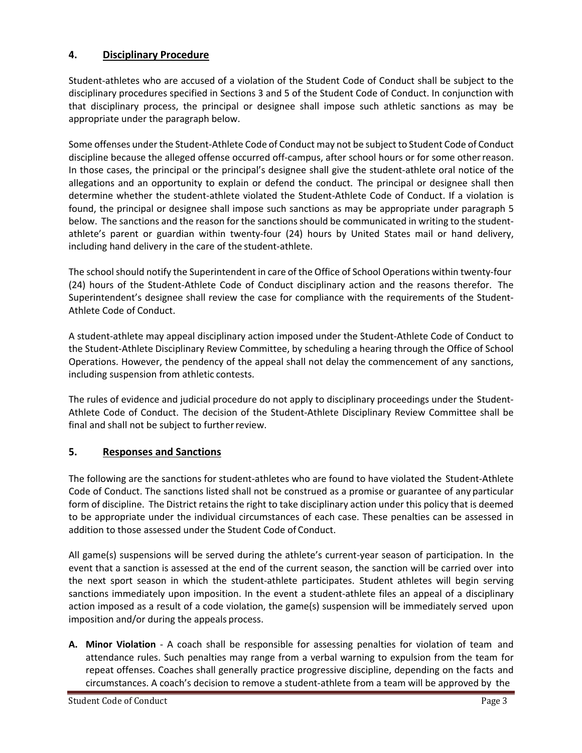## 4. Disciplinary Procedure

Student-athletes who are accused of a violation of the Student Code of Conduct shall be subject to the disciplinary procedures specified in Sections 3 and 5 of the Student Code of Conduct. In conjunction with that disciplinary process, the principal or designee shall impose such athletic sanctions as may be appropriate under the paragraph below.

Some offenses under the Student-Athlete Code of Conduct may not be subject to Student Code of Conduct discipline because the alleged offense occurred off-campus, after school hours or for some other reason. In those cases, the principal or the principal's designee shall give the student-athlete oral notice of the allegations and an opportunity to explain or defend the conduct. The principal or designee shall then determine whether the student-athlete violated the Student-Athlete Code of Conduct. If a violation is found, the principal or designee shall impose such sanctions as may be appropriate under paragraph 5 below. The sanctions and the reason for the sanctions should be communicated in writing to the student-athlete's parent or guardian within twenty-four (24) hours by United States mail or hand delivery, including hand delivery in the care of the student-athlete.

The school should notify the Superintendent in care of the Office of School Operations within twenty-four (24) hours of the Student-Athlete Code of Conduct disciplinary action and the reasons therefor. The Superintendent's designee shall review the case for compliance with the requirements of the Student-Athlete Code of Conduct.

A student-athlete may appeal disciplinary action imposed under the Student-Athlete Code of Conduct to the Student-Athlete Disciplinary Review Committee, by scheduling a hearing through the Office of School Operations. However, the pendency of the appeal shall not delay the commencement of any sanctions, including suspension from athletic contests.

The rules of evidence and judicial procedure do not apply to disciplinary proceedings under the Student-Athlete Code of Conduct. The decision of the Student-Athlete Disciplinary Review Committee shall be final and shall not be subject to further review.

## 5. Responses and Sanctions

The following are the sanctions for student-athletes who are found to have violated the Student-Athlete Code of Conduct. The sanctions listed shall not be construed as a promise or guarantee of any particular form of discipline. The District retains the right to take disciplinary action under this policy that is deemed to be appropriate under the individual circumstances of each case. These penalties can be assessed in addition to those assessed under the Student Code of Conduct.

All game(s) suspensions will be served during the athlete's current-year season of participation. In the event that a sanction is assessed at the end of the current season, the sanction will be carried over into the next sport season in which the student-athlete participates. Student athletes will begin serving sanctions immediately upon imposition. In the event a student-athlete files an appeal of a disciplinary action imposed as a result of a code violation, the game(s) suspension will be immediately served upon imposition and/or during the appeals process.

**A. Minor Violation** - A coach shall be responsible for assessing penalties for violation of team and attendance rules. Such penalties may range from a verbal warning to expulsion from the team for repeat offenses. Coaches shall generally practice progressive discipline, depending on the facts and circumstances. A coach's decision to remove a student-athlete from a team will be approved by the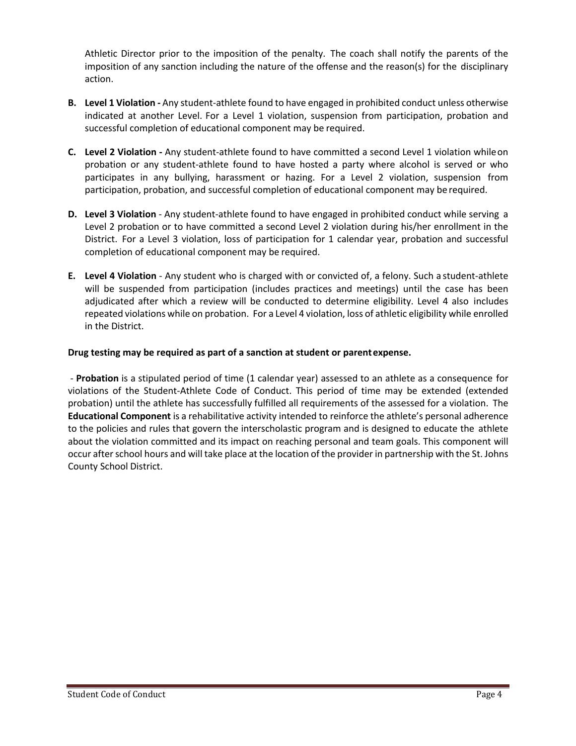Athletic Director prior to the imposition of the penalty. The coach shall notify the parents of the imposition of any sanction including the nature of the offense and the reason(s) for the disciplinary action.

**B. Level 1 Violation -** Any student-athlete found to have engaged in prohibited conduct unless otherwise indicated at another Level. For a Level 1 violation, suspension from participation, probation and successful completion of educational component may be required.

**C. Level 2 Violation -** Any student-athlete found to have committed a second Level 1 violation while on probation or any student-athlete found to have hosted a party where alcohol is served or who participates in any bullying, harassment or hazing. For a Level 2 violation, suspension from participation, probation, and successful completion of educational component may be required.

**D. Level 3 Violation** - Any student-athlete found to have engaged in prohibited conduct while serving a Level 2 probation or to have committed a second Level 2 violation during his/her enrollment in the District. For a Level 3 violation, loss of participation for 1 calendar year, probation and successful completion of educational component may be required.

**E. Level 4 Violation** - Any student who is charged with or convicted of, a felony. Such a student-athlete will be suspended from participation (includes practices and meetings) until the case has been adjudicated after which a review will be conducted to determine eligibility. Level 4 also includes repeated violations while on probation. For a Level 4 violation, loss of athletic eligibility while enrolled in the District.

**Drug testing may be required as part of a sanction at student or parent expense.**

- **Probation** is a stipulated period of time (1 calendar year) assessed to an athlete as a consequence for violations of the Student-Athlete Code of Conduct. This period of time may be extended (extended probation) until the athlete has successfully fulfilled all requirements of the assessed for a violation. The **Educational Component** is a rehabilitative activity intended to reinforce the athlete's personal adherence to the policies and rules that govern the interscholastic program and is designed to educate the athlete about the violation committed and its impact on reaching personal and team goals. This component will occur after school hours and will take place at the location of the provider in partnership with the St. Johns County School District.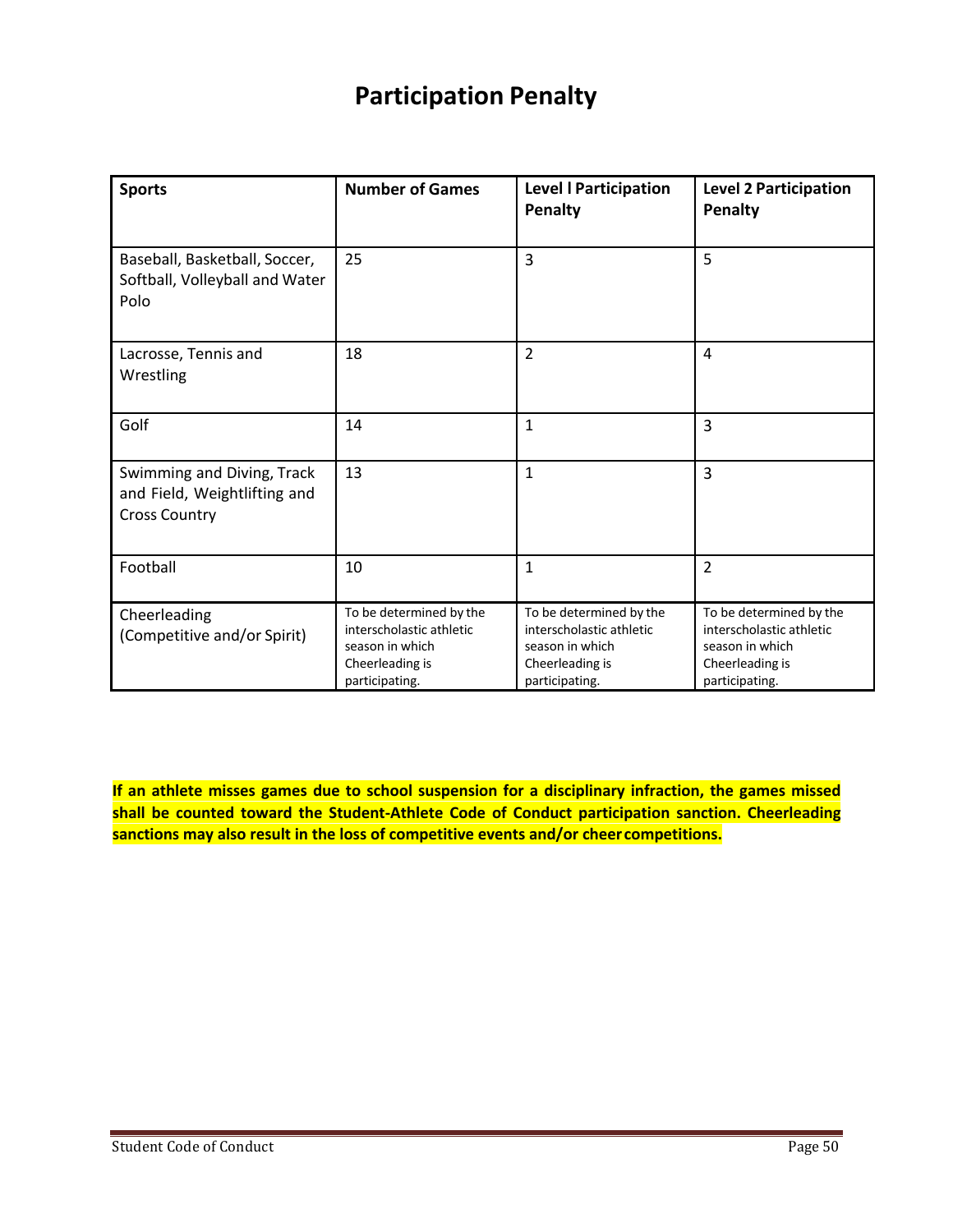# Participation Penalty

| Sports | Number of Games | Level l Participation Penalty | Level 2 Participation Penalty |
|---|---|---|---|
| Baseball, Basketball, Soccer, Softball, Volleyball and Water Polo | 25 | 3 | 5 |
| Lacrosse, Tennis and Wrestling | 18 | 2 | 4 |
| Golf | 14 | 1 | 3 |
| Swimming and Diving, Track and Field, Weightlifting and Cross Country | 13 | 1 | 3 |
| Football | 10 | 1 | 2 |
| Cheerleading (Competitive and/or Spirit) | To be determined by the interscholastic athletic season in which Cheerleading is participating. | To be determined by the interscholastic athletic season in which Cheerleading is participating. | To be determined by the interscholastic athletic season in which Cheerleading is participating. |

**If an athlete misses games due to school suspension for a disciplinary infraction, the games missed shall be counted toward the Student-Athlete Code of Conduct participation sanction. Cheerleading sanctions may also result in the loss of competitive events and/or cheer competitions.**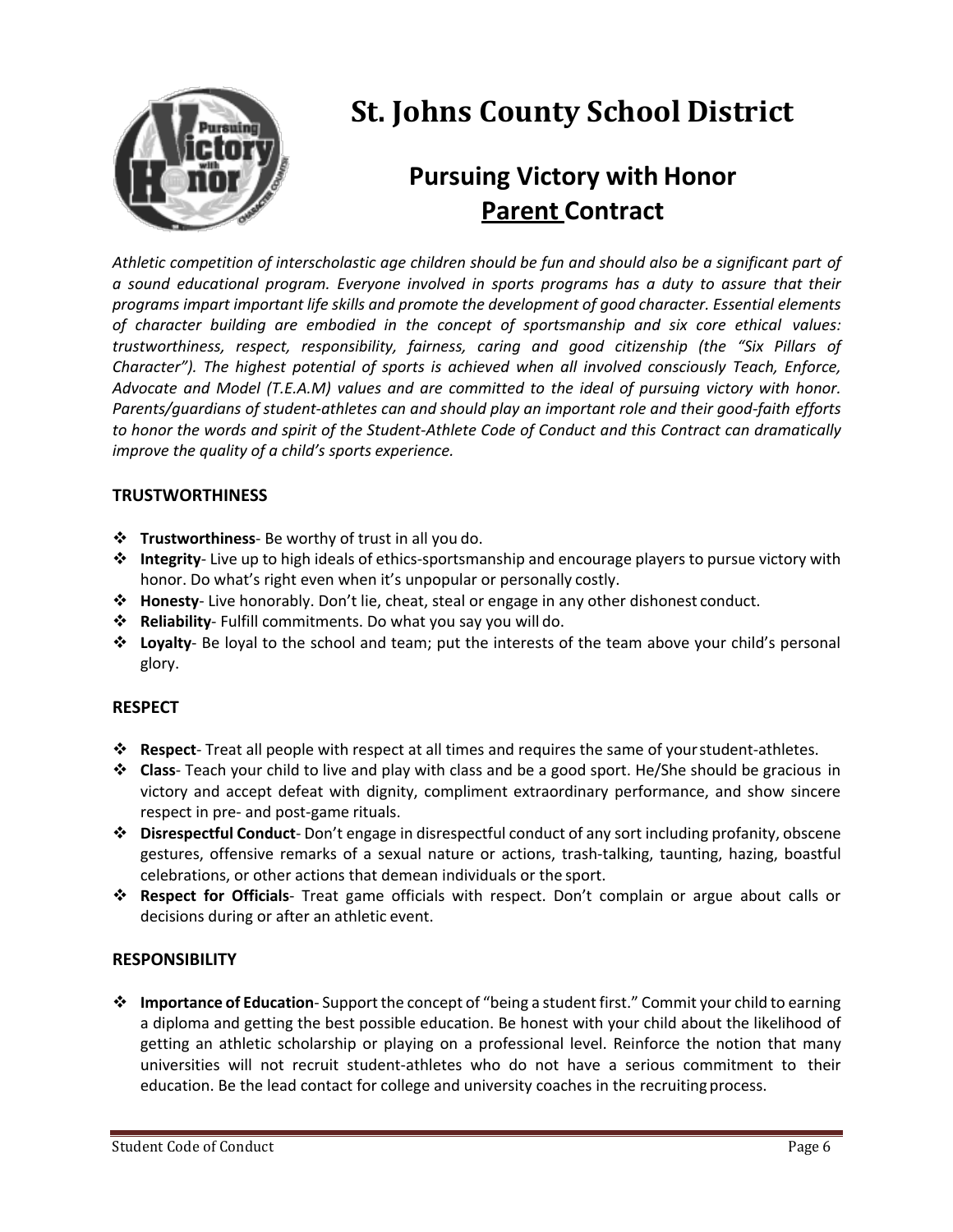# St. Johns County School District

## Pursuing Victory with Honor
## Parent Contract

*Athletic competition of interscholastic age children should be fun and should also be a significant part of a sound educational program. Everyone involved in sports programs has a duty to assure that their programs impart important life skills and promote the development of good character. Essential elements of character building are embodied in the concept of sportsmanship and six core ethical values: trustworthiness, respect, responsibility, fairness, caring and good citizenship (the "Six Pillars of Character"). The highest potential of sports is achieved when all involved consciously Teach, Enforce, Advocate and Model (T.E.A.M) values and are committed to the ideal of pursuing victory with honor. Parents/guardians of student-athletes can and should play an important role and their good-faith efforts to honor the words and spirit of the Student-Athlete Code of Conduct and this Contract can dramatically improve the quality of a child's sports experience.*

### TRUSTWORTHINESS

- **Trustworthiness**- Be worthy of trust in all you do.
- **Integrity**- Live up to high ideals of ethics-sportsmanship and encourage players to pursue victory with honor. Do what's right even when it's unpopular or personally costly.
- **Honesty**- Live honorably. Don't lie, cheat, steal or engage in any other dishonest conduct.
- **Reliability**- Fulfill commitments. Do what you say you will do.
- **Loyalty**- Be loyal to the school and team; put the interests of the team above your child's personal glory.

### RESPECT

- **Respect**- Treat all people with respect at all times and requires the same of your student-athletes.
- **Class**- Teach your child to live and play with class and be a good sport. He/She should be gracious in victory and accept defeat with dignity, compliment extraordinary performance, and show sincere respect in pre- and post-game rituals.
- **Disrespectful Conduct**- Don't engage in disrespectful conduct of any sort including profanity, obscene gestures, offensive remarks of a sexual nature or actions, trash-talking, taunting, hazing, boastful celebrations, or other actions that demean individuals or the sport.
- **Respect for Officials**- Treat game officials with respect. Don't complain or argue about calls or decisions during or after an athletic event.

### RESPONSIBILITY

- **Importance of Education**- Support the concept of "being a student first." Commit your child to earning a diploma and getting the best possible education. Be honest with your child about the likelihood of getting an athletic scholarship or playing on a professional level. Reinforce the notion that many universities will not recruit student-athletes who do not have a serious commitment to their education. Be the lead contact for college and university coaches in the recruiting process.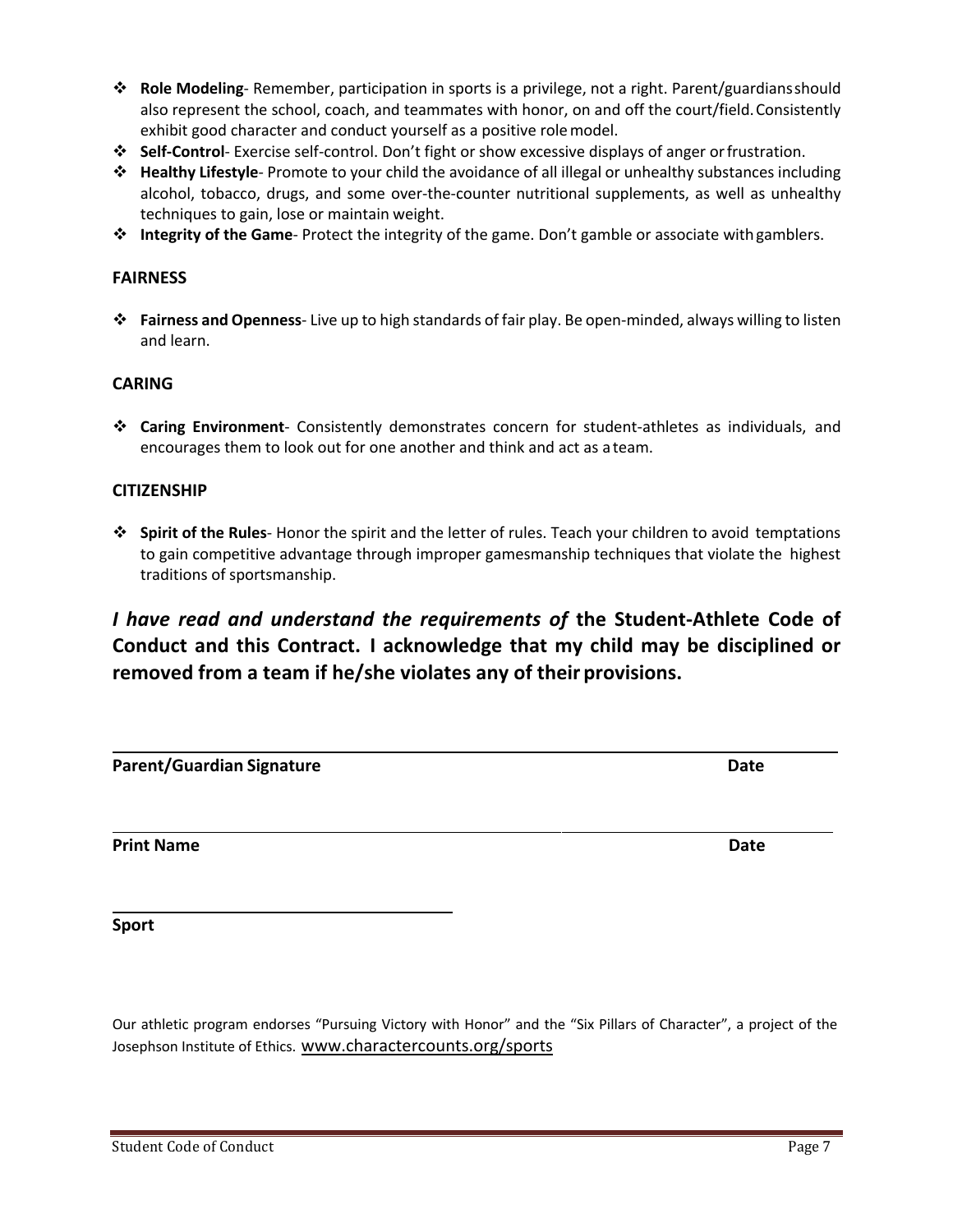- **Role Modeling**- Remember, participation in sports is a privilege, not a right. Parent/guardians should also represent the school, coach, and teammates with honor, on and off the court/field. Consistently exhibit good character and conduct yourself as a positive role model.
- **Self-Control**- Exercise self-control. Don't fight or show excessive displays of anger or frustration.
- **Healthy Lifestyle**- Promote to your child the avoidance of all illegal or unhealthy substances including alcohol, tobacco, drugs, and some over-the-counter nutritional supplements, as well as unhealthy techniques to gain, lose or maintain weight.
- **Integrity of the Game**- Protect the integrity of the game. Don't gamble or associate with gamblers.

**FAIRNESS**

- **Fairness and Openness**- Live up to high standards of fair play. Be open-minded, always willing to listen and learn.

**CARING**

- **Caring Environment**- Consistently demonstrates concern for student-athletes as individuals, and encourages them to look out for one another and think and act as a team.

**CITIZENSHIP**

- **Spirit of the Rules**- Honor the spirit and the letter of rules. Teach your children to avoid temptations to gain competitive advantage through improper gamesmanship techniques that violate the highest traditions of sportsmanship.

***I have read and understand the requirements of* the Student-Athlete Code of Conduct and this Contract. I acknowledge that my child may be disciplined or removed from a team if he/she violates any of their provisions.**

______________________________________________

**Parent/Guardian Signature** **Date**

______________________________________________

**Print Name** **Date**

__________________________

**Sport**

Our athletic program endorses "Pursuing Victory with Honor" and the "Six Pillars of Character", a project of the Josephson Institute of Ethics. www.charactercounts.org/sports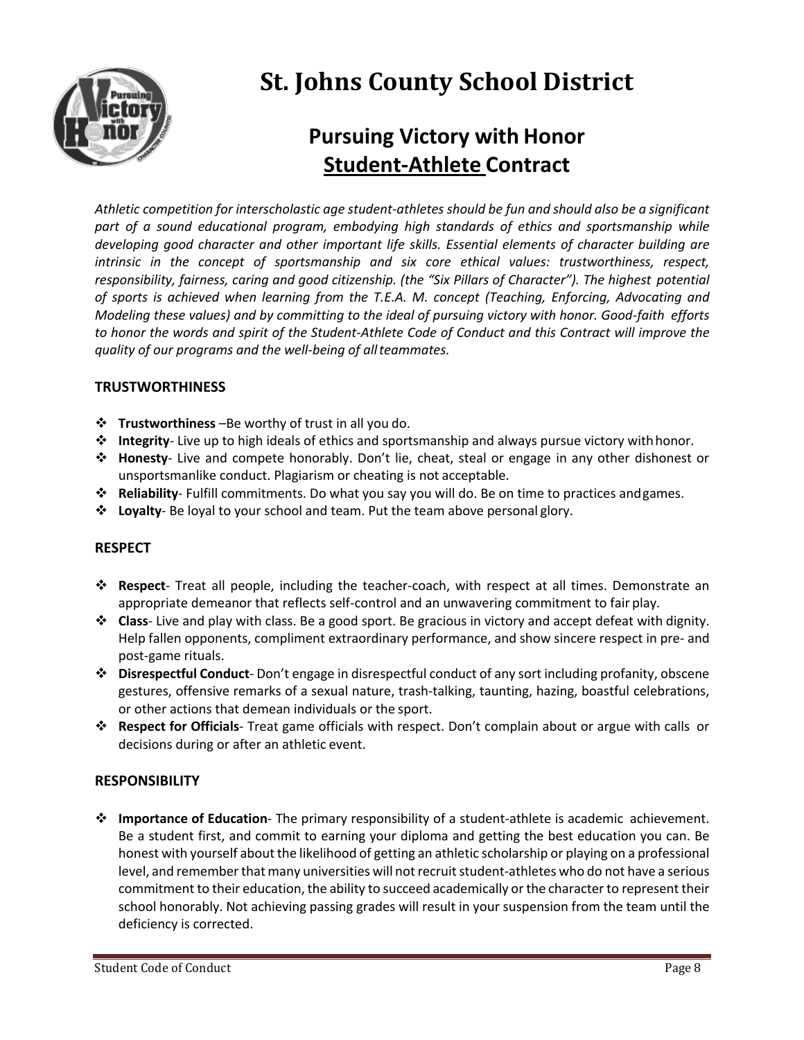# St. Johns County School District

## Pursuing Victory with Honor

## Student-Athlete Contract

*Athletic competition for interscholastic age student-athletes should be fun and should also be a significant part of a sound educational program, embodying high standards of ethics and sportsmanship while developing good character and other important life skills. Essential elements of character building are intrinsic in the concept of sportsmanship and six core ethical values: trustworthiness, respect, responsibility, fairness, caring and good citizenship. (the "Six Pillars of Character"). The highest potential of sports is achieved when learning from the T.E.A. M. concept (Teaching, Enforcing, Advocating and Modeling these values) and by committing to the ideal of pursuing victory with honor. Good-faith efforts to honor the words and spirit of the Student-Athlete Code of Conduct and this Contract will improve the quality of our programs and the well-being of all teammates.*

### TRUSTWORTHINESS

- **Trustworthiness** –Be worthy of trust in all you do.
- **Integrity**- Live up to high ideals of ethics and sportsmanship and always pursue victory with honor.
- **Honesty**- Live and compete honorably. Don't lie, cheat, steal or engage in any other dishonest or unsportsmanlike conduct. Plagiarism or cheating is not acceptable.
- **Reliability**- Fulfill commitments. Do what you say you will do. Be on time to practices and games.
- **Loyalty**- Be loyal to your school and team. Put the team above personal glory.

### RESPECT

- **Respect**- Treat all people, including the teacher-coach, with respect at all times. Demonstrate an appropriate demeanor that reflects self-control and an unwavering commitment to fair play.
- **Class**- Live and play with class. Be a good sport. Be gracious in victory and accept defeat with dignity. Help fallen opponents, compliment extraordinary performance, and show sincere respect in pre- and post-game rituals.
- **Disrespectful Conduct**- Don't engage in disrespectful conduct of any sort including profanity, obscene gestures, offensive remarks of a sexual nature, trash-talking, taunting, hazing, boastful celebrations, or other actions that demean individuals or the sport.
- **Respect for Officials**- Treat game officials with respect. Don't complain about or argue with calls or decisions during or after an athletic event.

### RESPONSIBILITY

- **Importance of Education**- The primary responsibility of a student-athlete is academic achievement. Be a student first, and commit to earning your diploma and getting the best education you can. Be honest with yourself about the likelihood of getting an athletic scholarship or playing on a professional level, and remember that many universities will not recruit student-athletes who do not have a serious commitment to their education, the ability to succeed academically or the character to represent their school honorably. Not achieving passing grades will result in your suspension from the team until the deficiency is corrected.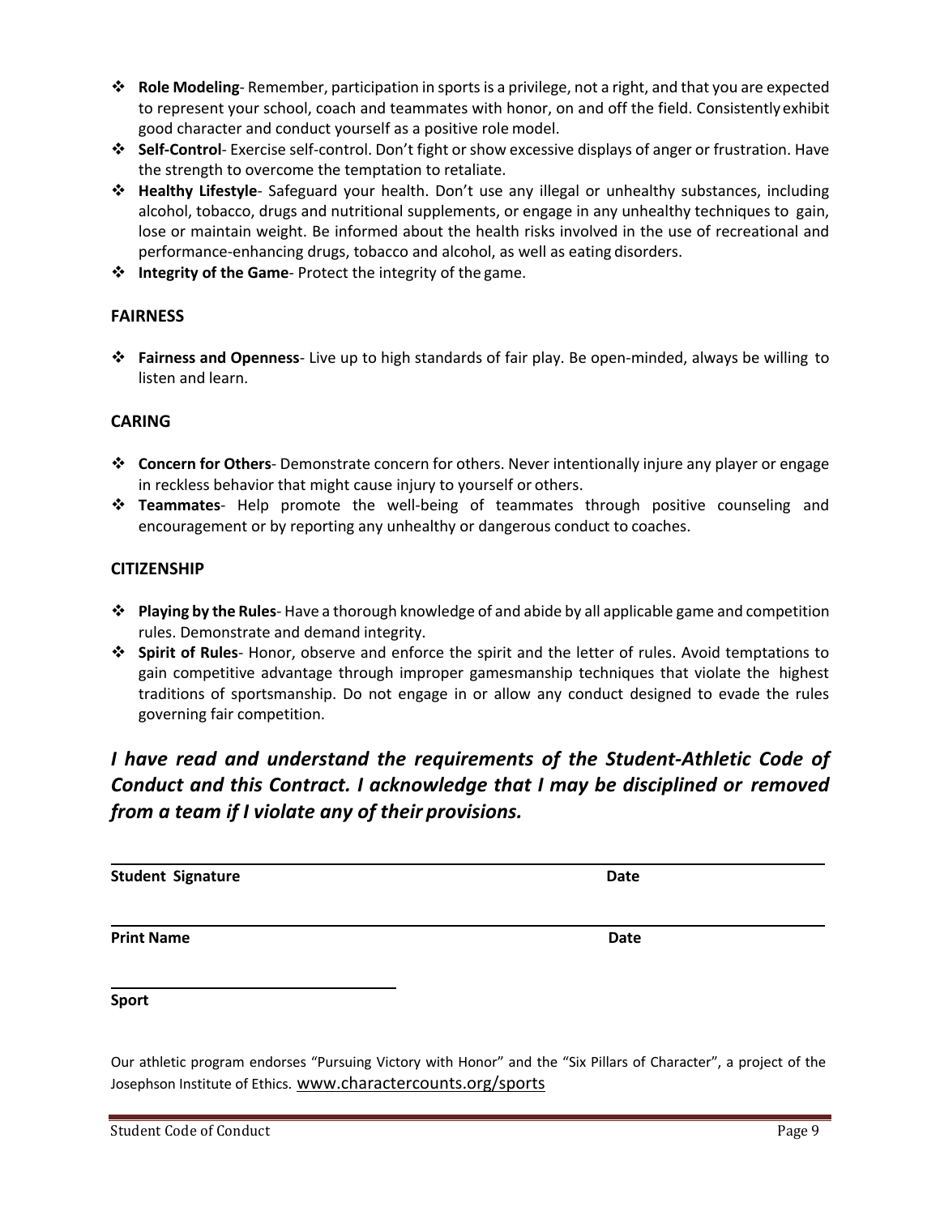- **Role Modeling**- Remember, participation in sports is a privilege, not a right, and that you are expected to represent your school, coach and teammates with honor, on and off the field. Consistently exhibit good character and conduct yourself as a positive role model.
- **Self-Control**- Exercise self-control. Don't fight or show excessive displays of anger or frustration. Have the strength to overcome the temptation to retaliate.
- **Healthy Lifestyle**- Safeguard your health. Don't use any illegal or unhealthy substances, including alcohol, tobacco, drugs and nutritional supplements, or engage in any unhealthy techniques to gain, lose or maintain weight. Be informed about the health risks involved in the use of recreational and performance-enhancing drugs, tobacco and alcohol, as well as eating disorders.
- **Integrity of the Game**- Protect the integrity of the game.

**FAIRNESS**

- **Fairness and Openness**- Live up to high standards of fair play. Be open-minded, always be willing to listen and learn.

**CARING**

- **Concern for Others**- Demonstrate concern for others. Never intentionally injure any player or engage in reckless behavior that might cause injury to yourself or others.
- **Teammates**- Help promote the well-being of teammates through positive counseling and encouragement or by reporting any unhealthy or dangerous conduct to coaches.

**CITIZENSHIP**

- **Playing by the Rules**- Have a thorough knowledge of and abide by all applicable game and competition rules. Demonstrate and demand integrity.
- **Spirit of Rules**- Honor, observe and enforce the spirit and the letter of rules. Avoid temptations to gain competitive advantage through improper gamesmanship techniques that violate the highest traditions of sportsmanship. Do not engage in or allow any conduct designed to evade the rules governing fair competition.

***I have read and understand the requirements of the Student-Athletic Code of Conduct and this Contract. I acknowledge that I may be disciplined or removed from a team if I violate any of their provisions.***

______________________________________________________________________

**Student Signature** **Date**

______________________________________________________________________

**Print Name** **Date**

______________________________

**Sport**

Our athletic program endorses "Pursuing Victory with Honor" and the "Six Pillars of Character", a project of the Josephson Institute of Ethics. www.charactercounts.org/sports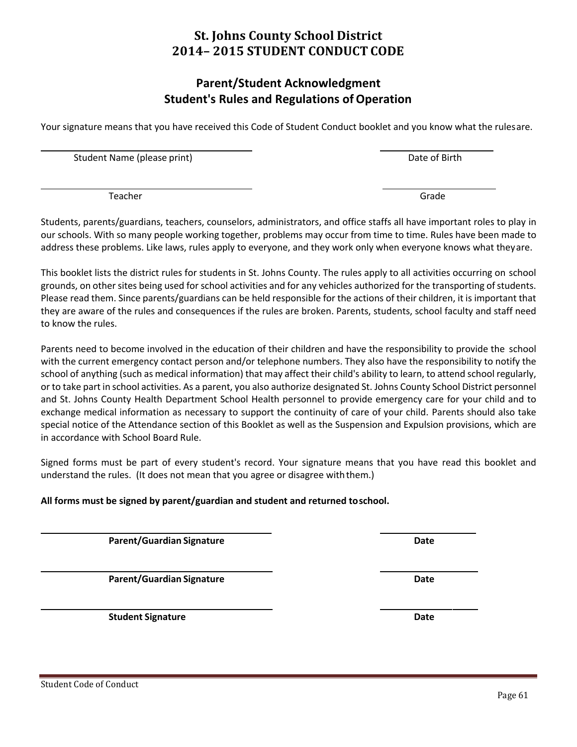# St. Johns County School District
# 2014– 2015 STUDENT CONDUCT CODE

## Parent/Student Acknowledgment
## Student's Rules and Regulations of Operation

Your signature means that you have received this Code of Student Conduct booklet and you know what the rules are.

______________________________ Student Name (please print)

______________________________ Date of Birth

______________________________ Teacher

______________________________ Grade

Students, parents/guardians, teachers, counselors, administrators, and office staffs all have important roles to play in our schools. With so many people working together, problems may occur from time to time. Rules have been made to address these problems. Like laws, rules apply to everyone, and they work only when everyone knows what they are.

This booklet lists the district rules for students in St. Johns County. The rules apply to all activities occurring on school grounds, on other sites being used for school activities and for any vehicles authorized for the transporting of students. Please read them. Since parents/guardians can be held responsible for the actions of their children, it is important that they are aware of the rules and consequences if the rules are broken. Parents, students, school faculty and staff need to know the rules.

Parents need to become involved in the education of their children and have the responsibility to provide the school with the current emergency contact person and/or telephone numbers. They also have the responsibility to notify the school of anything (such as medical information) that may affect their child's ability to learn, to attend school regularly, or to take part in school activities. As a parent, you also authorize designated St. Johns County School District personnel and St. Johns County Health Department School Health personnel to provide emergency care for your child and to exchange medical information as necessary to support the continuity of care of your child. Parents should also take special notice of the Attendance section of this Booklet as well as the Suspension and Expulsion provisions, which are in accordance with School Board Rule.

Signed forms must be part of every student's record. Your signature means that you have read this booklet and understand the rules. (It does not mean that you agree or disagree with them.)

**All forms must be signed by parent/guardian and student and returned to school.**

______________________________ **Parent/Guardian Signature**

______________________________ **Date**

______________________________ **Parent/Guardian Signature**

______________________________ **Date**

______________________________ **Student Signature**

______________________________ **Date**